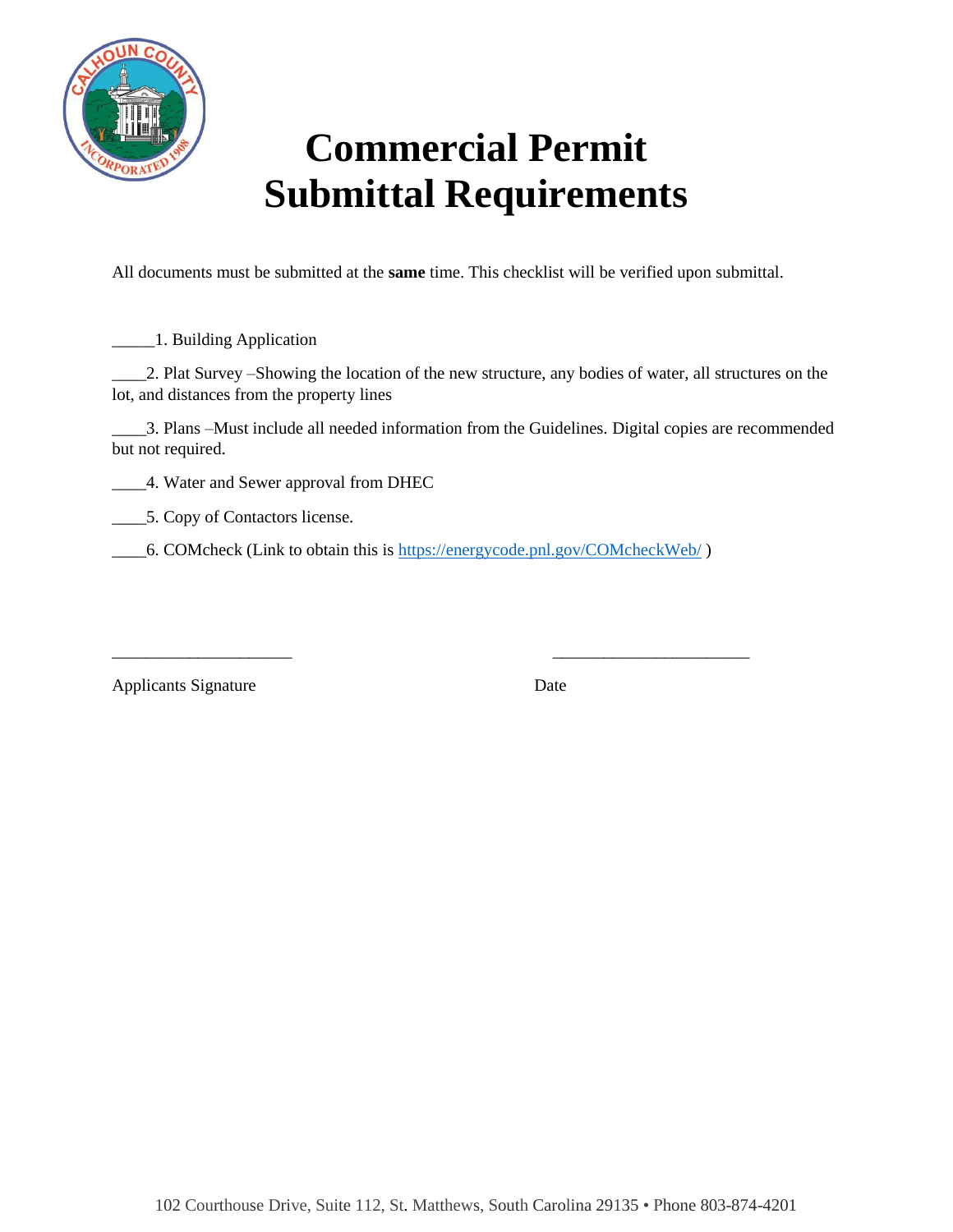# Commercial Permit Submittal Requirements

All documents must be submitted at the **same** time. This checklist will be verified upon submittal.

_____1. Building Application

____2. Plat Survey –Showing the location of the new structure, any bodies of water, all structures on the lot, and distances from the property lines

____3. Plans –Must include all needed information from the Guidelines. Digital copies are recommended but not required.

____4. Water and Sewer approval from DHEC

____5. Copy of Contactors license.

____6. COMcheck (Link to obtain this is https://energycode.pnl.gov/COMcheckWeb/ )

_____________________ _______________________

Applicants Signature Date

102 Courthouse Drive, Suite 112, St. Matthews, South Carolina 29135 • Phone 803-874-4201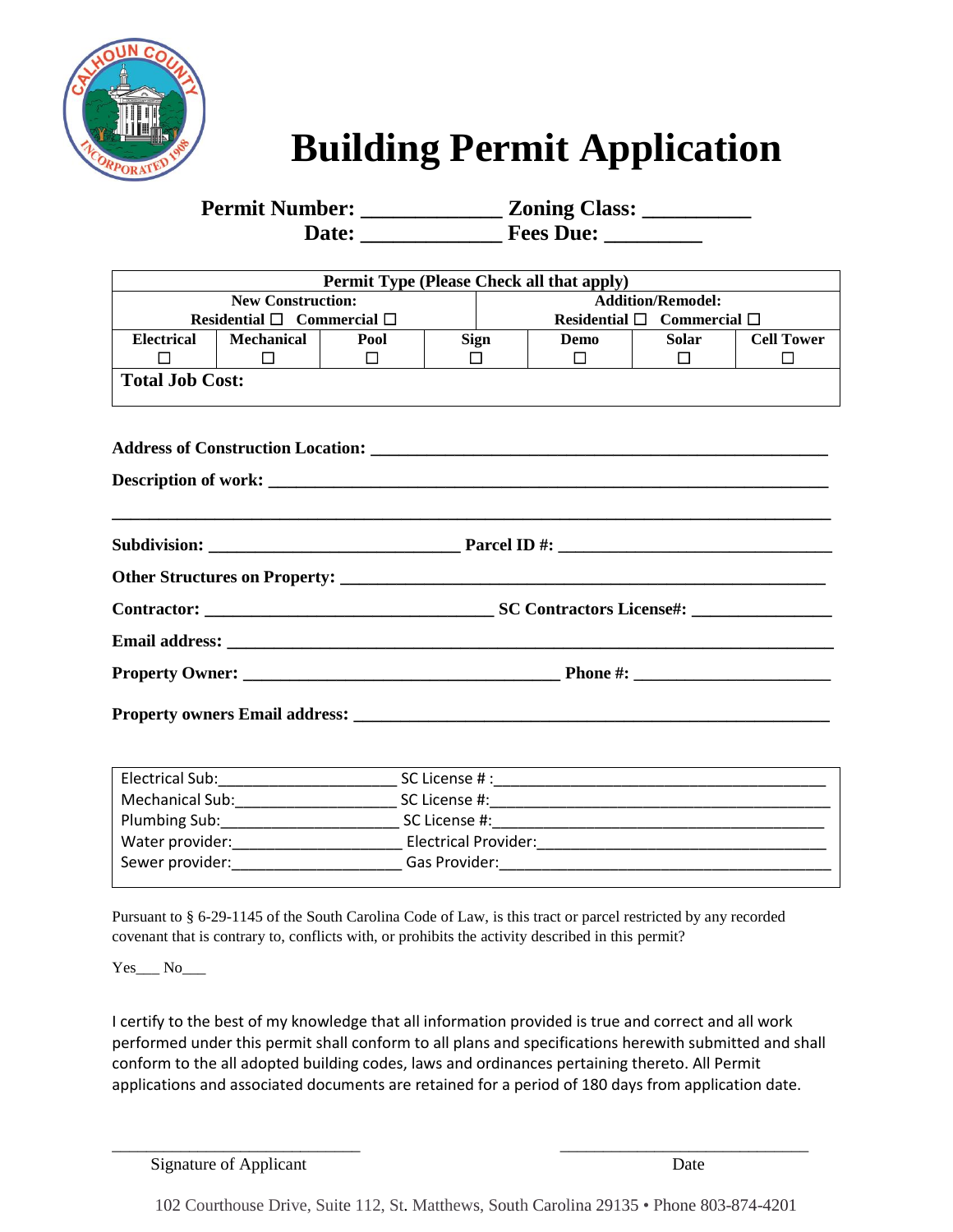# Building Permit Application

**Permit Number: ____________ Zoning Class: _________**
**Date: ____________ Fees Due: _________**

| Permit Type (Please Check all that apply) | | | | | | |
|---|---|---|---|---|---|---|
| **New Construction:** Residential ☐ Commercial ☐ | | | | **Addition/Remodel:** Residential ☐ Commercial ☐ | | |
| **Electrical** ☐ | **Mechanical** ☐ | **Pool** ☐ | **Sign** ☐ | **Demo** ☐ | **Solar** ☐ | **Cell Tower** ☐ |
| **Total Job Cost:** | | | | | | |

**Address of Construction Location:** ____________________________________________________

**Description of work:** ____________________________________________________________

____________________________________________________________________________

**Subdivision:** ___________________________ **Parcel ID #:** _____________________________

**Other Structures on Property:** ____________________________________________________

**Contractor:** ______________________________ **SC Contractors License#:** ______________

**Email address:** ____________________________________________________________________

**Property Owner:** __________________________________ **Phone #:** _____________________

**Property owners Email address:** _____________________________________________________

Electrical Sub:____________________ SC License # :_____________________________________
Mechanical Sub:__________________ SC License #:______________________________________
Plumbing Sub:____________________ SC License #:______________________________________
Water provider:__________________ Electrical Provider:__________________________________
Sewer provider:__________________ Gas Provider:_______________________________________

Pursuant to § 6-29-1145 of the South Carolina Code of Law, is this tract or parcel restricted by any recorded covenant that is contrary to, conflicts with, or prohibits the activity described in this permit?

Yes___ No___

I certify to the best of my knowledge that all information provided is true and correct and all work performed under this permit shall conform to all plans and specifications herewith submitted and shall conform to the all adopted building codes, laws and ordinances pertaining thereto. All Permit applications and associated documents are retained for a period of 180 days from application date.

______________________________ ______________________________
Signature of Applicant Date

102 Courthouse Drive, Suite 112, St. Matthews, South Carolina 29135 • Phone 803-874-4201